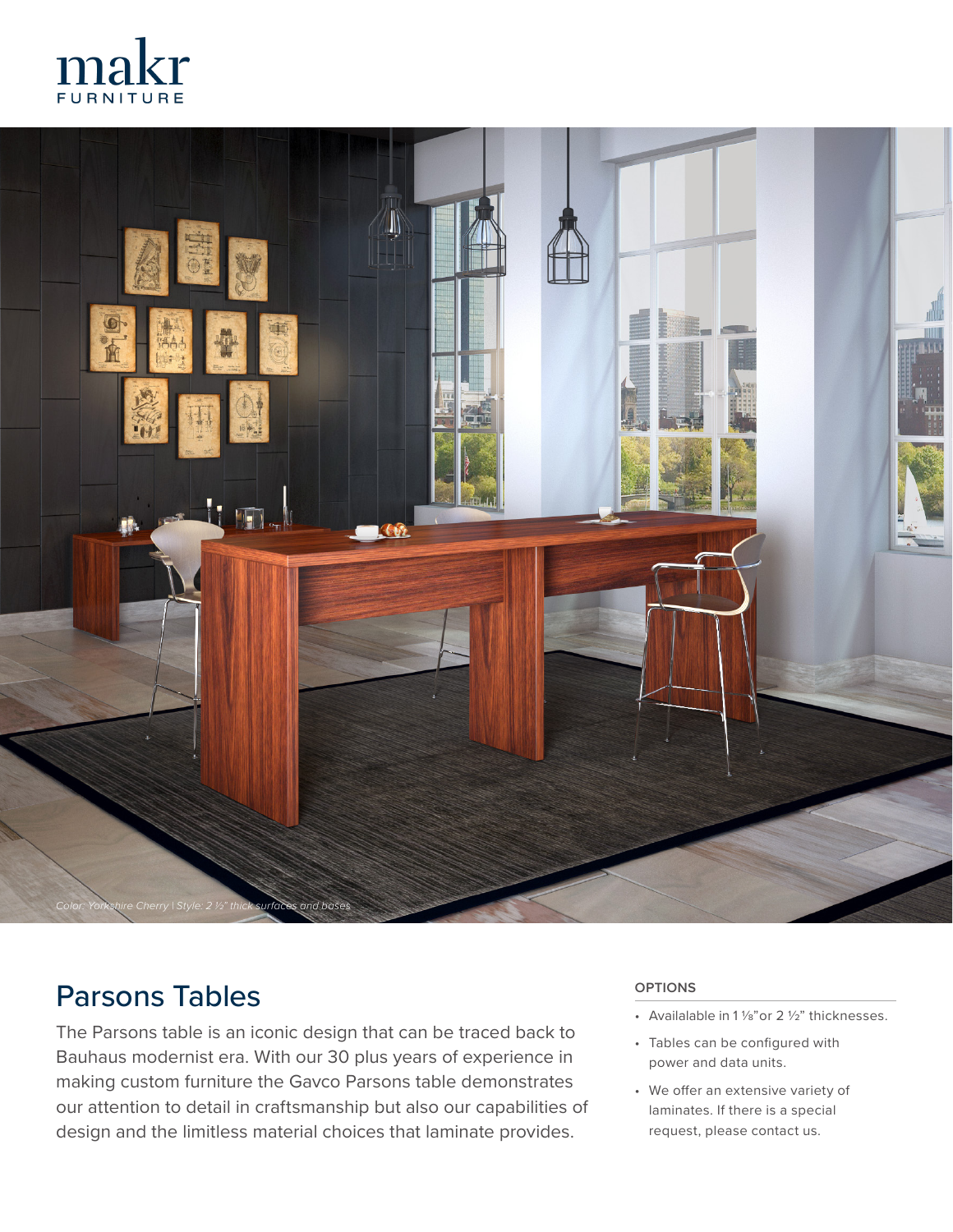makr
FURNITURE

*Color: Yorkshire Cherry | Style: 2 ½" thick surfaces and bases*

# Parsons Tables

The Parsons table is an iconic design that can be traced back to Bauhaus modernist era. With our 30 plus years of experience in making custom furniture the Gavco Parsons table demonstrates our attention to detail in craftsmanship but also our capabilities of design and the limitless material choices that laminate provides.

### OPTIONS

- Availalable in 1 ⅛"or 2 ½" thicknesses.
- Tables can be configured with power and data units.
- We offer an extensive variety of laminates. If there is a special request, please contact us.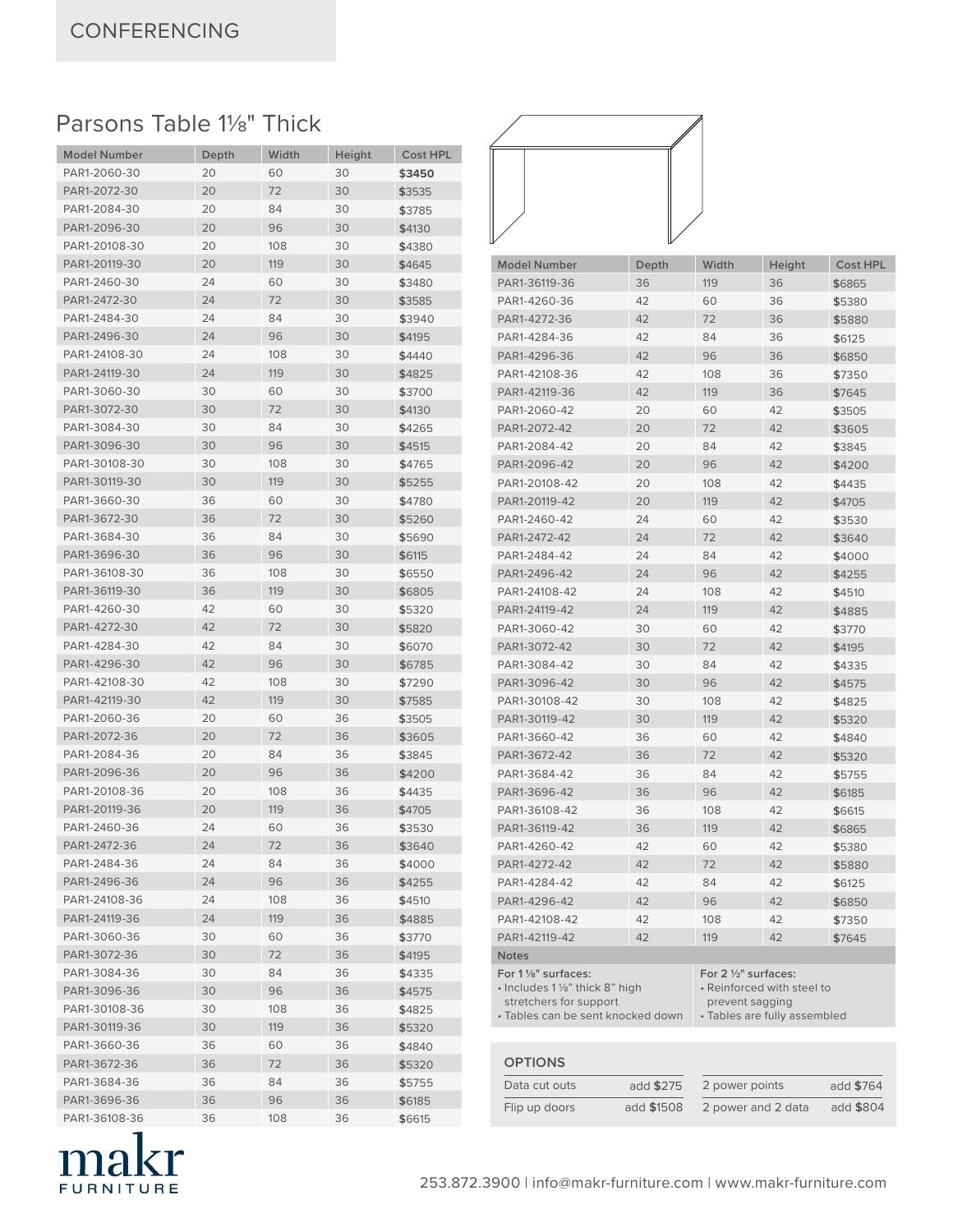CONFERENCING

## Parsons Table 1⅛" Thick

| Model Number | Depth | Width | Height | Cost HPL |
|---|---|---|---|---|
| PAR1-2060-30 | 20 | 60 | 30 | **$3450** |
| PAR1-2072-30 | 20 | 72 | 30 | $3535 |
| PAR1-2084-30 | 20 | 84 | 30 | $3785 |
| PAR1-2096-30 | 20 | 96 | 30 | $4130 |
| PAR1-20108-30 | 20 | 108 | 30 | $4380 |
| PAR1-20119-30 | 20 | 119 | 30 | $4645 |
| PAR1-2460-30 | 24 | 60 | 30 | $3480 |
| PAR1-2472-30 | 24 | 72 | 30 | $3585 |
| PAR1-2484-30 | 24 | 84 | 30 | $3940 |
| PAR1-2496-30 | 24 | 96 | 30 | $4195 |
| PAR1-24108-30 | 24 | 108 | 30 | $4440 |
| PAR1-24119-30 | 24 | 119 | 30 | $4825 |
| PAR1-3060-30 | 30 | 60 | 30 | $3700 |
| PAR1-3072-30 | 30 | 72 | 30 | $4130 |
| PAR1-3084-30 | 30 | 84 | 30 | $4265 |
| PAR1-3096-30 | 30 | 96 | 30 | $4515 |
| PAR1-30108-30 | 30 | 108 | 30 | $4765 |
| PAR1-30119-30 | 30 | 119 | 30 | $5255 |
| PAR1-3660-30 | 36 | 60 | 30 | $4780 |
| PAR1-3672-30 | 36 | 72 | 30 | $5260 |
| PAR1-3684-30 | 36 | 84 | 30 | $5690 |
| PAR1-3696-30 | 36 | 96 | 30 | $6115 |
| PAR1-36108-30 | 36 | 108 | 30 | $6550 |
| PAR1-36119-30 | 36 | 119 | 30 | $6805 |
| PAR1-4260-30 | 42 | 60 | 30 | $5320 |
| PAR1-4272-30 | 42 | 72 | 30 | $5820 |
| PAR1-4284-30 | 42 | 84 | 30 | $6070 |
| PAR1-4296-30 | 42 | 96 | 30 | $6785 |
| PAR1-42108-30 | 42 | 108 | 30 | $7290 |
| PAR1-42119-30 | 42 | 119 | 30 | $7585 |
| PAR1-2060-36 | 20 | 60 | 36 | $3505 |
| PAR1-2072-36 | 20 | 72 | 36 | $3605 |
| PAR1-2084-36 | 20 | 84 | 36 | $3845 |
| PAR1-2096-36 | 20 | 96 | 36 | $4200 |
| PAR1-20108-36 | 20 | 108 | 36 | $4435 |
| PAR1-20119-36 | 20 | 119 | 36 | $4705 |
| PAR1-2460-36 | 24 | 60 | 36 | $3530 |
| PAR1-2472-36 | 24 | 72 | 36 | $3640 |
| PAR1-2484-36 | 24 | 84 | 36 | $4000 |
| PAR1-2496-36 | 24 | 96 | 36 | $4255 |
| PAR1-24108-36 | 24 | 108 | 36 | $4510 |
| PAR1-24119-36 | 24 | 119 | 36 | $4885 |
| PAR1-3060-36 | 30 | 60 | 36 | $3770 |
| PAR1-3072-36 | 30 | 72 | 36 | $4195 |
| PAR1-3084-36 | 30 | 84 | 36 | $4335 |
| PAR1-3096-36 | 30 | 96 | 36 | $4575 |
| PAR1-30108-36 | 30 | 108 | 36 | $4825 |
| PAR1-30119-36 | 30 | 119 | 36 | $5320 |
| PAR1-3660-36 | 36 | 60 | 36 | $4840 |
| PAR1-3672-36 | 36 | 72 | 36 | $5320 |
| PAR1-3684-36 | 36 | 84 | 36 | $5755 |
| PAR1-3696-36 | 36 | 96 | 36 | $6185 |
| PAR1-36108-36 | 36 | 108 | 36 | $6615 |
| PAR1-36119-36 | 36 | 119 | 36 | $6865 |
| PAR1-4260-36 | 42 | 60 | 36 | $5380 |
| PAR1-4272-36 | 42 | 72 | 36 | $5880 |
| PAR1-4284-36 | 42 | 84 | 36 | $6125 |
| PAR1-4296-36 | 42 | 96 | 36 | $6850 |
| PAR1-42108-36 | 42 | 108 | 36 | $7350 |
| PAR1-42119-36 | 42 | 119 | 36 | $7645 |
| PAR1-2060-42 | 20 | 60 | 42 | $3505 |
| PAR1-2072-42 | 20 | 72 | 42 | $3605 |
| PAR1-2084-42 | 20 | 84 | 42 | $3845 |
| PAR1-2096-42 | 20 | 96 | 42 | $4200 |
| PAR1-20108-42 | 20 | 108 | 42 | $4435 |
| PAR1-20119-42 | 20 | 119 | 42 | $4705 |
| PAR1-2460-42 | 24 | 60 | 42 | $3530 |
| PAR1-2472-42 | 24 | 72 | 42 | $3640 |
| PAR1-2484-42 | 24 | 84 | 42 | $4000 |
| PAR1-2496-42 | 24 | 96 | 42 | $4255 |
| PAR1-24108-42 | 24 | 108 | 42 | $4510 |
| PAR1-24119-42 | 24 | 119 | 42 | $4885 |
| PAR1-3060-42 | 30 | 60 | 42 | $3770 |
| PAR1-3072-42 | 30 | 72 | 42 | $4195 |
| PAR1-3084-42 | 30 | 84 | 42 | $4335 |
| PAR1-3096-42 | 30 | 96 | 42 | $4575 |
| PAR1-30108-42 | 30 | 108 | 42 | $4825 |
| PAR1-30119-42 | 30 | 119 | 42 | $5320 |
| PAR1-3660-42 | 36 | 60 | 42 | $4840 |
| PAR1-3672-42 | 36 | 72 | 42 | $5320 |
| PAR1-3684-42 | 36 | 84 | 42 | $5755 |
| PAR1-3696-42 | 36 | 96 | 42 | $6185 |
| PAR1-36108-42 | 36 | 108 | 42 | $6615 |
| PAR1-36119-42 | 36 | 119 | 42 | $6865 |
| PAR1-4260-42 | 42 | 60 | 42 | $5380 |
| PAR1-4272-42 | 42 | 72 | 42 | $5880 |
| PAR1-4284-42 | 42 | 84 | 42 | $6125 |
| PAR1-4296-42 | 42 | 96 | 42 | $6850 |
| PAR1-42108-42 | 42 | 108 | 42 | $7350 |
| PAR1-42119-42 | 42 | 119 | 42 | $7645 |

### Notes

**For 1⅛" surfaces:**
- Includes 1⅛" thick 8" high stretchers for support
- Tables can be sent knocked down

**For 2½" surfaces:**
- Reinforced with steel to prevent sagging
- Tables are fully assembled

### OPTIONS

| Option | Price | Option | Price |
|---|---|---|---|
| Data cut outs | add $275 | 2 power points | add $764 |
| Flip up doors | add $1508 | 2 power and 2 data | add $804 |

makr FURNITURE

253.872.3900 | info@makr-furniture.com | www.makr-furniture.com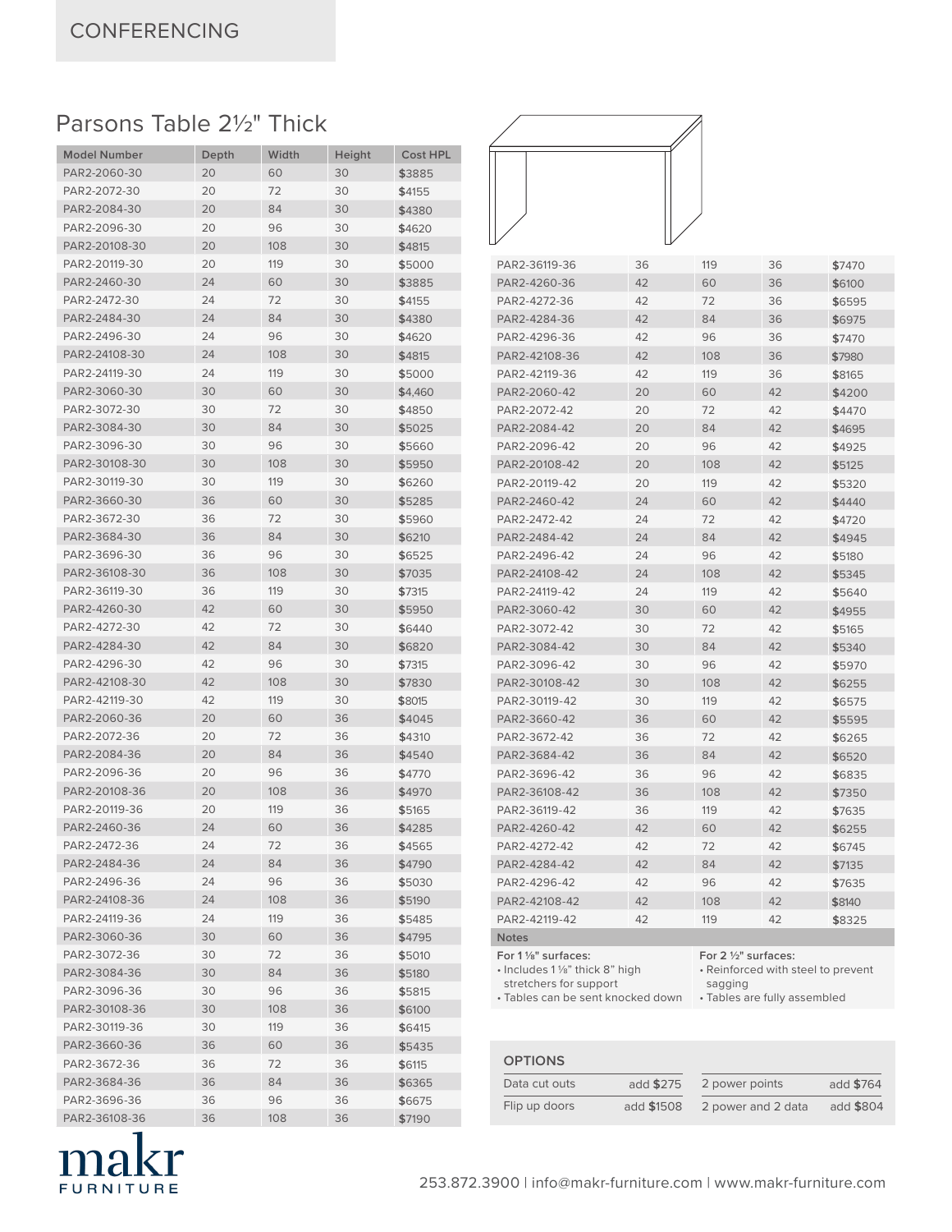CONFERENCING

## Parsons Table 2½" Thick

| Model Number | Depth | Width | Height | Cost HPL |
|---|---|---|---|---|
| PAR2-2060-30 | 20 | 60 | 30 | $3885 |
| PAR2-2072-30 | 20 | 72 | 30 | $4155 |
| PAR2-2084-30 | 20 | 84 | 30 | $4380 |
| PAR2-2096-30 | 20 | 96 | 30 | $4620 |
| PAR2-20108-30 | 20 | 108 | 30 | $4815 |
| PAR2-20119-30 | 20 | 119 | 30 | $5000 |
| PAR2-2460-30 | 24 | 60 | 30 | $3885 |
| PAR2-2472-30 | 24 | 72 | 30 | $4155 |
| PAR2-2484-30 | 24 | 84 | 30 | $4380 |
| PAR2-2496-30 | 24 | 96 | 30 | $4620 |
| PAR2-24108-30 | 24 | 108 | 30 | $4815 |
| PAR2-24119-30 | 24 | 119 | 30 | $5000 |
| PAR2-3060-30 | 30 | 60 | 30 | $4,460 |
| PAR2-3072-30 | 30 | 72 | 30 | $4850 |
| PAR2-3084-30 | 30 | 84 | 30 | $5025 |
| PAR2-3096-30 | 30 | 96 | 30 | $5660 |
| PAR2-30108-30 | 30 | 108 | 30 | $5950 |
| PAR2-30119-30 | 30 | 119 | 30 | $6260 |
| PAR2-3660-30 | 36 | 60 | 30 | $5285 |
| PAR2-3672-30 | 36 | 72 | 30 | $5960 |
| PAR2-3684-30 | 36 | 84 | 30 | $6210 |
| PAR2-3696-30 | 36 | 96 | 30 | $6525 |
| PAR2-36108-30 | 36 | 108 | 30 | $7035 |
| PAR2-36119-30 | 36 | 119 | 30 | $7315 |
| PAR2-4260-30 | 42 | 60 | 30 | $5950 |
| PAR2-4272-30 | 42 | 72 | 30 | $6440 |
| PAR2-4284-30 | 42 | 84 | 30 | $6820 |
| PAR2-4296-30 | 42 | 96 | 30 | $7315 |
| PAR2-42108-30 | 42 | 108 | 30 | $7830 |
| PAR2-42119-30 | 42 | 119 | 30 | $8015 |
| PAR2-2060-36 | 20 | 60 | 36 | $4045 |
| PAR2-2072-36 | 20 | 72 | 36 | $4310 |
| PAR2-2084-36 | 20 | 84 | 36 | $4540 |
| PAR2-2096-36 | 20 | 96 | 36 | $4770 |
| PAR2-20108-36 | 20 | 108 | 36 | $4970 |
| PAR2-20119-36 | 20 | 119 | 36 | $5165 |
| PAR2-2460-36 | 24 | 60 | 36 | $4285 |
| PAR2-2472-36 | 24 | 72 | 36 | $4565 |
| PAR2-2484-36 | 24 | 84 | 36 | $4790 |
| PAR2-2496-36 | 24 | 96 | 36 | $5030 |
| PAR2-24108-36 | 24 | 108 | 36 | $5190 |
| PAR2-24119-36 | 24 | 119 | 36 | $5485 |
| PAR2-3060-36 | 30 | 60 | 36 | $4795 |
| PAR2-3072-36 | 30 | 72 | 36 | $5010 |
| PAR2-3084-36 | 30 | 84 | 36 | $5180 |
| PAR2-3096-36 | 30 | 96 | 36 | $5815 |
| PAR2-30108-36 | 30 | 108 | 36 | $6100 |
| PAR2-30119-36 | 30 | 119 | 36 | $6415 |
| PAR2-3660-36 | 36 | 60 | 36 | $5435 |
| PAR2-3672-36 | 36 | 72 | 36 | $6115 |
| PAR2-3684-36 | 36 | 84 | 36 | $6365 |
| PAR2-3696-36 | 36 | 96 | 36 | $6675 |
| PAR2-36108-36 | 36 | 108 | 36 | $7190 |
| PAR2-36119-36 | 36 | 119 | 36 | $7470 |
| PAR2-4260-36 | 42 | 60 | 36 | $6100 |
| PAR2-4272-36 | 42 | 72 | 36 | $6595 |
| PAR2-4284-36 | 42 | 84 | 36 | $6975 |
| PAR2-4296-36 | 42 | 96 | 36 | $7470 |
| PAR2-42108-36 | 42 | 108 | 36 | $7980 |
| PAR2-42119-36 | 42 | 119 | 36 | $8165 |
| PAR2-2060-42 | 20 | 60 | 42 | $4200 |
| PAR2-2072-42 | 20 | 72 | 42 | $4470 |
| PAR2-2084-42 | 20 | 84 | 42 | $4695 |
| PAR2-2096-42 | 20 | 96 | 42 | $4925 |
| PAR2-20108-42 | 20 | 108 | 42 | $5125 |
| PAR2-20119-42 | 20 | 119 | 42 | $5320 |
| PAR2-2460-42 | 24 | 60 | 42 | $4440 |
| PAR2-2472-42 | 24 | 72 | 42 | $4720 |
| PAR2-2484-42 | 24 | 84 | 42 | $4945 |
| PAR2-2496-42 | 24 | 96 | 42 | $5180 |
| PAR2-24108-42 | 24 | 108 | 42 | $5345 |
| PAR2-24119-42 | 24 | 119 | 42 | $5640 |
| PAR2-3060-42 | 30 | 60 | 42 | $4955 |
| PAR2-3072-42 | 30 | 72 | 42 | $5165 |
| PAR2-3084-42 | 30 | 84 | 42 | $5340 |
| PAR2-3096-42 | 30 | 96 | 42 | $5970 |
| PAR2-30108-42 | 30 | 108 | 42 | $6255 |
| PAR2-30119-42 | 30 | 119 | 42 | $6575 |
| PAR2-3660-42 | 36 | 60 | 42 | $5595 |
| PAR2-3672-42 | 36 | 72 | 42 | $6265 |
| PAR2-3684-42 | 36 | 84 | 42 | $6520 |
| PAR2-3696-42 | 36 | 96 | 42 | $6835 |
| PAR2-36108-42 | 36 | 108 | 42 | $7350 |
| PAR2-36119-42 | 36 | 119 | 42 | $7635 |
| PAR2-4260-42 | 42 | 60 | 42 | $6255 |
| PAR2-4272-42 | 42 | 72 | 42 | $6745 |
| PAR2-4284-42 | 42 | 84 | 42 | $7135 |
| PAR2-4296-42 | 42 | 96 | 42 | $7635 |
| PAR2-42108-42 | 42 | 108 | 42 | $8140 |
| PAR2-42119-42 | 42 | 119 | 42 | $8325 |

### Notes

**For 1⅛" surfaces:**
- Includes 1⅛" thick 8" high stretchers for support
- Tables can be sent knocked down

**For 2½" surfaces:**
- Reinforced with steel to prevent sagging
- Tables are fully assembled

### OPTIONS

| | | | |
|---|---|---|---|
| Data cut outs | add $275 | 2 power points | add $764 |
| Flip up doors | add $1508 | 2 power and 2 data | add $804 |

makr FURNITURE

253.872.3900 | info@makr-furniture.com | www.makr-furniture.com